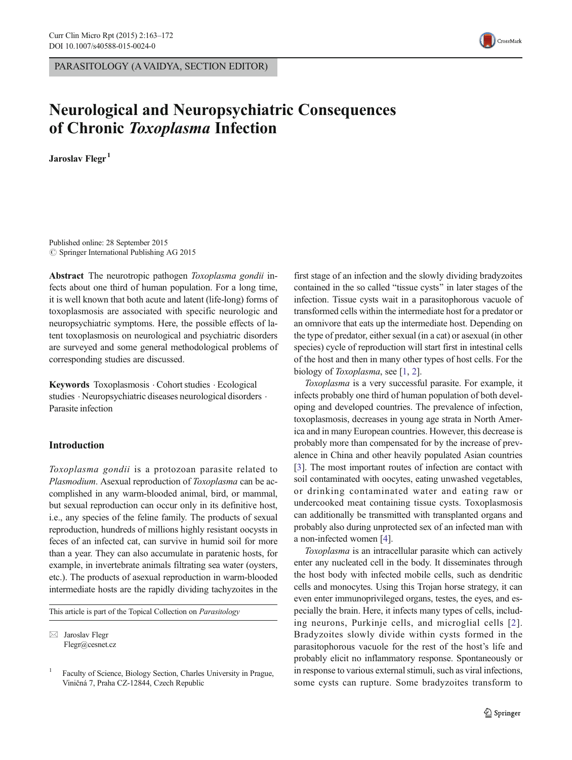PARASITOLOGY (A VAIDYA, SECTION EDITOR)

# Neurological and Neuropsychiatric Consequences of Chronic *Toxoplasma* Infection

**Jaroslav Flegr** [1]

Published online: 28 September 2015
© Springer International Publishing AG 2015

**Abstract** The neurotropic pathogen *Toxoplasma gondii* infects about one third of human population. For a long time, it is well known that both acute and latent (life-long) forms of toxoplasmosis are associated with specific neurologic and neuropsychiatric symptoms. Here, the possible effects of latent toxoplasmosis on neurological and psychiatric disorders are surveyed and some general methodological problems of corresponding studies are discussed.

**Keywords** Toxoplasmosis · Cohort studies · Ecological studies · Neuropsychiatric diseases neurological disorders · Parasite infection

## Introduction

*Toxoplasma gondii* is a protozoan parasite related to *Plasmodium*. Asexual reproduction of *Toxoplasma* can be accomplished in any warm-blooded animal, bird, or mammal, but sexual reproduction can occur only in its definitive host, i.e., any species of the feline family. The products of sexual reproduction, hundreds of millions highly resistant oocysts in feces of an infected cat, can survive in humid soil for more than a year. They can also accumulate in paratenic hosts, for example, in invertebrate animals filtrating sea water (oysters, etc.). The products of asexual reproduction in warm-blooded intermediate hosts are the rapidly dividing tachyzoites in the first stage of an infection and the slowly dividing bradyzoites contained in the so called "tissue cysts" in later stages of the infection. Tissue cysts wait in a parasitophorous vacuole of transformed cells within the intermediate host for a predator or an omnivore that eats up the intermediate host. Depending on the type of predator, either sexual (in a cat) or asexual (in other species) cycle of reproduction will start first in intestinal cells of the host and then in many other types of host cells. For the biology of *Toxoplasma*, see [1, 2].

*Toxoplasma* is a very successful parasite. For example, it infects probably one third of human population of both developing and developed countries. The prevalence of infection, toxoplasmosis, decreases in young age strata in North America and in many European countries. However, this decrease is probably more than compensated for by the increase of prevalence in China and other heavily populated Asian countries [3]. The most important routes of infection are contact with soil contaminated with oocytes, eating unwashed vegetables, or drinking contaminated water and eating raw or undercooked meat containing tissue cysts. Toxoplasmosis can additionally be transmitted with transplanted organs and probably also during unprotected sex of an infected man with a non-infected women [4].

*Toxoplasma* is an intracellular parasite which can actively enter any nucleated cell in the body. It disseminates through the host body with infected mobile cells, such as dendritic cells and monocytes. Using this Trojan horse strategy, it can even enter immunoprivileged organs, testes, the eyes, and especially the brain. Here, it infects many types of cells, including neurons, Purkinje cells, and microglial cells [2]. Bradyzoites slowly divide within cysts formed in the parasitophorous vacuole for the rest of the host's life and probably elicit no inflammatory response. Spontaneously or in response to various external stimuli, such as viral infections, some cysts can rupture. Some bradyzoites transform to

This article is part of the Topical Collection on *Parasitology*

✉ Jaroslav Flegr
Flegr@cesnet.cz

[1] Faculty of Science, Biology Section, Charles University in Prague, Viničná 7, Praha CZ-12844, Czech Republic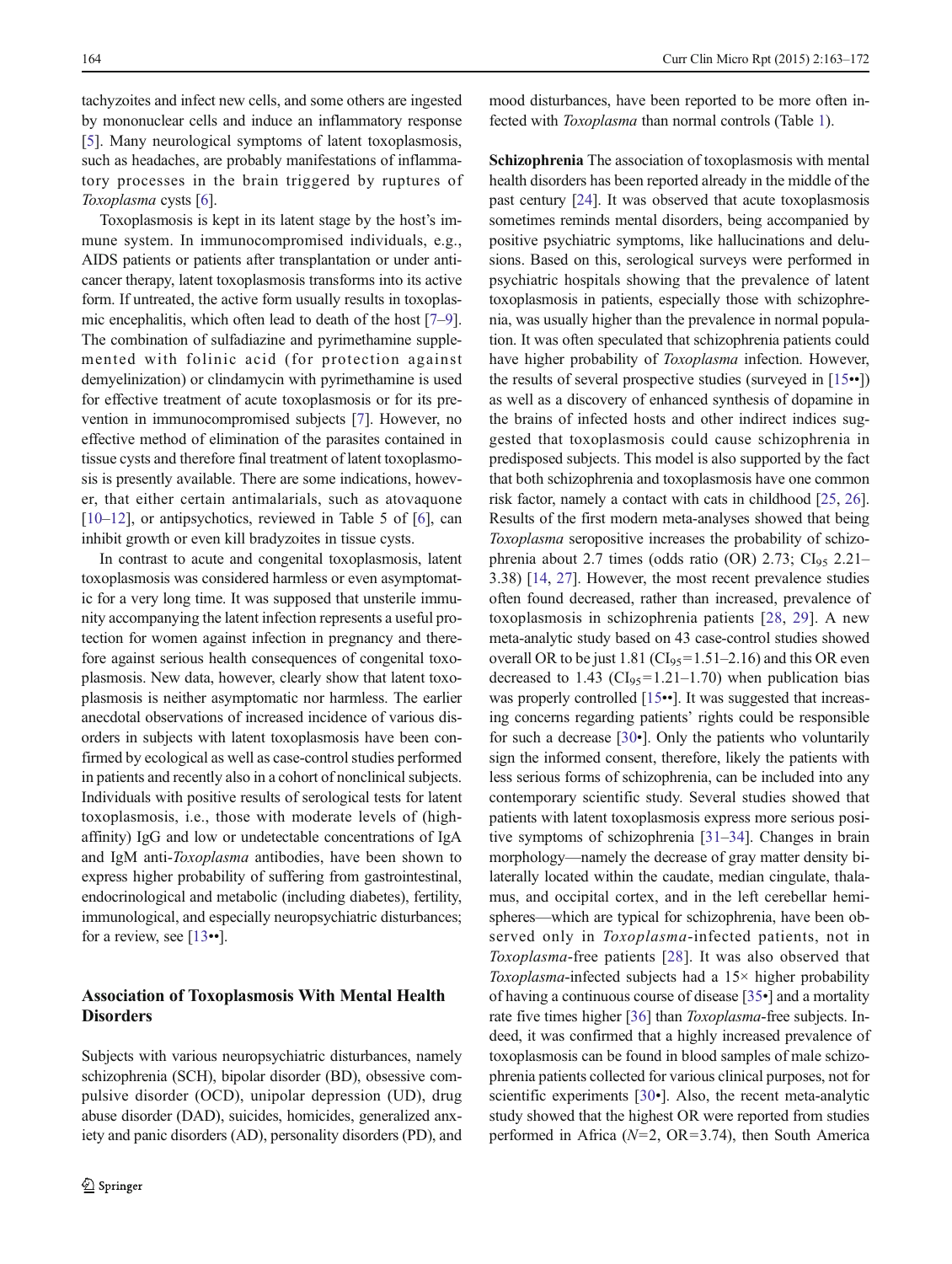tachyzoites and infect new cells, and some others are ingested by mononuclear cells and induce an inflammatory response [5]. Many neurological symptoms of latent toxoplasmosis, such as headaches, are probably manifestations of inflammatory processes in the brain triggered by ruptures of *Toxoplasma* cysts [6].

Toxoplasmosis is kept in its latent stage by the host's immune system. In immunocompromised individuals, e.g., AIDS patients or patients after transplantation or under anticancer therapy, latent toxoplasmosis transforms into its active form. If untreated, the active form usually results in toxoplasmic encephalitis, which often lead to death of the host [7–9]. The combination of sulfadiazine and pyrimethamine supplemented with folinic acid (for protection against demyelinization) or clindamycin with pyrimethamine is used for effective treatment of acute toxoplasmosis or for its prevention in immunocompromised subjects [7]. However, no effective method of elimination of the parasites contained in tissue cysts and therefore final treatment of latent toxoplasmosis is presently available. There are some indications, however, that either certain antimalarials, such as atovaquone [10–12], or antipsychotics, reviewed in Table 5 of [6], can inhibit growth or even kill bradyzoites in tissue cysts.

In contrast to acute and congenital toxoplasmosis, latent toxoplasmosis was considered harmless or even asymptomatic for a very long time. It was supposed that unsterile immunity accompanying the latent infection represents a useful protection for women against infection in pregnancy and therefore against serious health consequences of congenital toxoplasmosis. New data, however, clearly show that latent toxoplasmosis is neither asymptomatic nor harmless. The earlier anecdotal observations of increased incidence of various disorders in subjects with latent toxoplasmosis have been confirmed by ecological as well as case-control studies performed in patients and recently also in a cohort of nonclinical subjects. Individuals with positive results of serological tests for latent toxoplasmosis, i.e., those with moderate levels of (high-affinity) IgG and low or undetectable concentrations of IgA and IgM anti-*Toxoplasma* antibodies, have been shown to express higher probability of suffering from gastrointestinal, endocrinological and metabolic (including diabetes), fertility, immunological, and especially neuropsychiatric disturbances; for a review, see [13••].

## Association of Toxoplasmosis With Mental Health Disorders

Subjects with various neuropsychiatric disturbances, namely schizophrenia (SCH), bipolar disorder (BD), obsessive compulsive disorder (OCD), unipolar depression (UD), drug abuse disorder (DAD), suicides, homicides, generalized anxiety and panic disorders (AD), personality disorders (PD), and mood disturbances, have been reported to be more often infected with *Toxoplasma* than normal controls (Table 1).

**Schizophrenia** The association of toxoplasmosis with mental health disorders has been reported already in the middle of the past century [24]. It was observed that acute toxoplasmosis sometimes reminds mental disorders, being accompanied by positive psychiatric symptoms, like hallucinations and delusions. Based on this, serological surveys were performed in psychiatric hospitals showing that the prevalence of latent toxoplasmosis in patients, especially those with schizophrenia, was usually higher than the prevalence in normal population. It was often speculated that schizophrenia patients could have higher probability of *Toxoplasma* infection. However, the results of several prospective studies (surveyed in [15••]) as well as a discovery of enhanced synthesis of dopamine in the brains of infected hosts and other indirect indices suggested that toxoplasmosis could cause schizophrenia in predisposed subjects. This model is also supported by the fact that both schizophrenia and toxoplasmosis have one common risk factor, namely a contact with cats in childhood [25, 26]. Results of the first modern meta-analyses showed that being *Toxoplasma* seropositive increases the probability of schizophrenia about 2.7 times (odds ratio (OR) 2.73; $CI_{95}$ 2.21–3.38) [14, 27]. However, the most recent prevalence studies often found decreased, rather than increased, prevalence of toxoplasmosis in schizophrenia patients [28, 29]. A new meta-analytic study based on 43 case-control studies showed overall OR to be just 1.81 ($CI_{95}$=1.51–2.16) and this OR even decreased to 1.43 ($CI_{95}$=1.21–1.70) when publication bias was properly controlled [15••]. It was suggested that increasing concerns regarding patients' rights could be responsible for such a decrease [30•]. Only the patients who voluntarily sign the informed consent, therefore, likely the patients with less serious forms of schizophrenia, can be included into any contemporary scientific study. Several studies showed that patients with latent toxoplasmosis express more serious positive symptoms of schizophrenia [31–34]. Changes in brain morphology—namely the decrease of gray matter density bilaterally located within the caudate, median cingulate, thalamus, and occipital cortex, and in the left cerebellar hemispheres—which are typical for schizophrenia, have been observed only in *Toxoplasma*-infected patients, not in *Toxoplasma*-free patients [28]. It was also observed that *Toxoplasma*-infected subjects had a 15× higher probability of having a continuous course of disease [35•] and a mortality rate five times higher [36] than *Toxoplasma*-free subjects. Indeed, it was confirmed that a highly increased prevalence of toxoplasmosis can be found in blood samples of male schizophrenia patients collected for various clinical purposes, not for scientific experiments [30•]. Also, the recent meta-analytic study showed that the highest OR were reported from studies performed in Africa (N=2, OR=3.74), then South America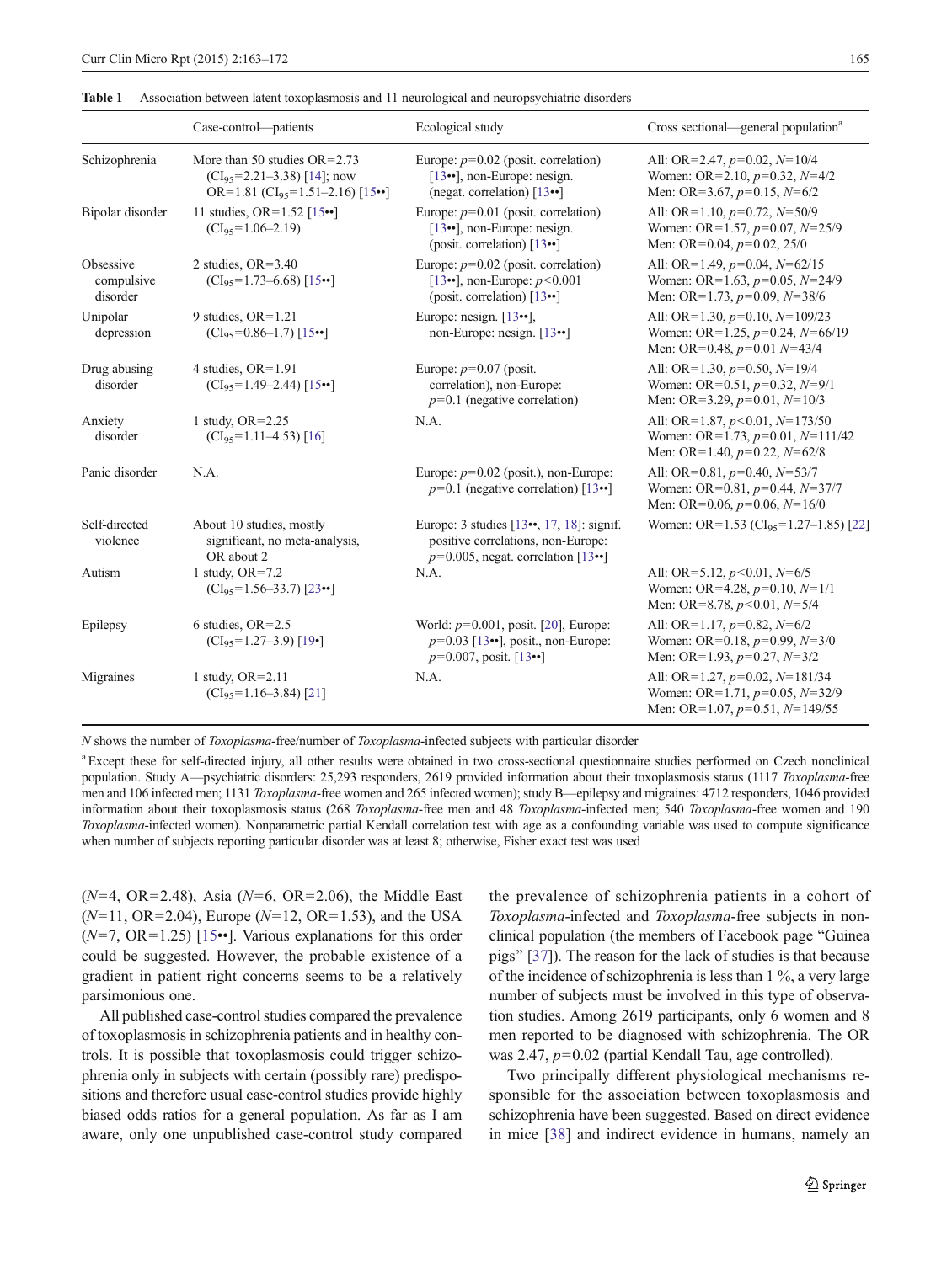**Table 1** Association between latent toxoplasmosis and 11 neurological and neuropsychiatric disorders

| | Case-control—patients | Ecological study | Cross sectional—general population[a] |
|---|---|---|---|
| Schizophrenia | More than 50 studies OR=2.73 ($CI_{95}$=2.21–3.38) [14]; now OR=1.81 ($CI_{95}$=1.51–2.16) [15••] | Europe: $p$=0.02 (posit. correlation) [13••], non-Europe: nesign. (negat. correlation) [13••] | All: OR=2.47, $p$=0.02, $N$=10/4<br>Women: OR=2.10, $p$=0.32, $N$=4/2<br>Men: OR=3.67, $p$=0.15, $N$=6/2 |
| Bipolar disorder | 11 studies, OR=1.52 [15••] ($CI_{95}$=1.06–2.19) | Europe: $p$=0.01 (posit. correlation) [13••], non-Europe: nesign. (posit. correlation) [13••] | All: OR=1.10, $p$=0.72, $N$=50/9<br>Women: OR=1.57, $p$=0.07, $N$=25/9<br>Men: OR=0.04, $p$=0.02, 25/0 |
| Obsessive compulsive disorder | 2 studies, OR=3.40 ($CI_{95}$=1.73–6.68) [15••] | Europe: $p$=0.02 (posit. correlation) [13••], non-Europe: $p$<0.001 (posit. correlation) [13••] | All: OR=1.49, $p$=0.04, $N$=62/15<br>Women: OR=1.63, $p$=0.05, $N$=24/9<br>Men: OR=1.73, $p$=0.09, $N$=38/6 |
| Unipolar depression | 9 studies, OR=1.21 ($CI_{95}$=0.86–1.7) [15••] | Europe: nesign. [13••], non-Europe: nesign. [13••] | All: OR=1.30, $p$=0.10, $N$=109/23<br>Women: OR=1.25, $p$=0.24, $N$=66/19<br>Men: OR=0.48, $p$=0.01 $N$=43/4 |
| Drug abusing disorder | 4 studies, OR=1.91 ($CI_{95}$=1.49–2.44) [15••] | Europe: $p$=0.07 (posit. correlation), non-Europe: $p$=0.1 (negative correlation) | All: OR=1.30, $p$=0.50, $N$=19/4<br>Women: OR=0.51, $p$=0.32, $N$=9/1<br>Men: OR=3.29, $p$=0.01, $N$=10/3 |
| Anxiety disorder | 1 study, OR=2.25 ($CI_{95}$=1.11–4.53) [16] | N.A. | All: OR=1.87, $p$<0.01, $N$=173/50<br>Women: OR=1.73, $p$=0.01, $N$=111/42<br>Men: OR=1.40, $p$=0.22, $N$=62/8 |
| Panic disorder | N.A. | Europe: $p$=0.02 (posit.), non-Europe: $p$=0.1 (negative correlation) [13••] | All: OR=0.81, $p$=0.40, $N$=53/7<br>Women: OR=0.81, $p$=0.44, $N$=37/7<br>Men: OR=0.06, $p$=0.06, $N$=16/0 |
| Self-directed violence | About 10 studies, mostly significant, no meta-analysis, OR about 2 | Europe: 3 studies [13••, 17, 18]: signif. positive correlations, non-Europe: $p$=0.005, negat. correlation [13••] | Women: OR=1.53 ($CI_{95}$=1.27–1.85) [22] |
| Autism | 1 study, OR=7.2 ($CI_{95}$=1.56–33.7) [23••] | N.A. | All: OR=5.12, $p$<0.01, $N$=6/5<br>Women: OR=4.28, $p$=0.10, $N$=1/1<br>Men: OR=8.78, $p$<0.01, $N$=5/4 |
| Epilepsy | 6 studies, OR=2.5 ($CI_{95}$=1.27–3.9) [19•] | World: $p$=0.001, posit. [20], Europe: $p$=0.03 [13••], posit., non-Europe: $p$=0.007, posit. [13••] | All: OR=1.17, $p$=0.82, $N$=6/2<br>Women: OR=0.18, $p$=0.99, $N$=3/0<br>Men: OR=1.93, $p$=0.27, $N$=3/2 |
| Migraines | 1 study, OR=2.11 ($CI_{95}$=1.16–3.84) [21] | N.A. | All: OR=1.27, $p$=0.02, $N$=181/34<br>Women: OR=1.71, $p$=0.05, $N$=32/9<br>Men: OR=1.07, $p$=0.51, $N$=149/55 |

$N$ shows the number of *Toxoplasma*-free/number of *Toxoplasma*-infected subjects with particular disorder

[a] Except these for self-directed injury, all other results were obtained in two cross-sectional questionnaire studies performed on Czech nonclinical population. Study A—psychiatric disorders: 25,293 responders, 2619 provided information about their toxoplasmosis status (1117 *Toxoplasma*-free men and 106 infected men; 1131 *Toxoplasma*-free women and 265 infected women); study B—epilepsy and migraines: 4712 responders, 1046 provided information about their toxoplasmosis status (268 *Toxoplasma*-free men and 48 *Toxoplasma*-infected men; 540 *Toxoplasma*-free women and 190 *Toxoplasma*-infected women). Nonparametric partial Kendall correlation test with age as a confounding variable was used to compute significance when number of subjects reporting particular disorder was at least 8; otherwise, Fisher exact test was used

($N$=4, OR=2.48), Asia ($N$=6, OR=2.06), the Middle East ($N$=11, OR=2.04), Europe ($N$=12, OR=1.53), and the USA ($N$=7, OR=1.25) [15••]. Various explanations for this order could be suggested. However, the probable existence of a gradient in patient right concerns seems to be a relatively parsimonious one.

All published case-control studies compared the prevalence of toxoplasmosis in schizophrenia patients and in healthy controls. It is possible that toxoplasmosis could trigger schizophrenia only in subjects with certain (possibly rare) predispositions and therefore usual case-control studies provide highly biased odds ratios for a general population. As far as I am aware, only one unpublished case-control study compared the prevalence of schizophrenia patients in a cohort of *Toxoplasma*-infected and *Toxoplasma*-free subjects in nonclinical population (the members of Facebook page "Guinea pigs" [37]). The reason for the lack of studies is that because of the incidence of schizophrenia is less than 1 %, a very large number of subjects must be involved in this type of observation studies. Among 2619 participants, only 6 women and 8 men reported to be diagnosed with schizophrenia. The OR was 2.47, $p$=0.02 (partial Kendall Tau, age controlled).

Two principally different physiological mechanisms responsible for the association between toxoplasmosis and schizophrenia have been suggested. Based on direct evidence in mice [38] and indirect evidence in humans, namely an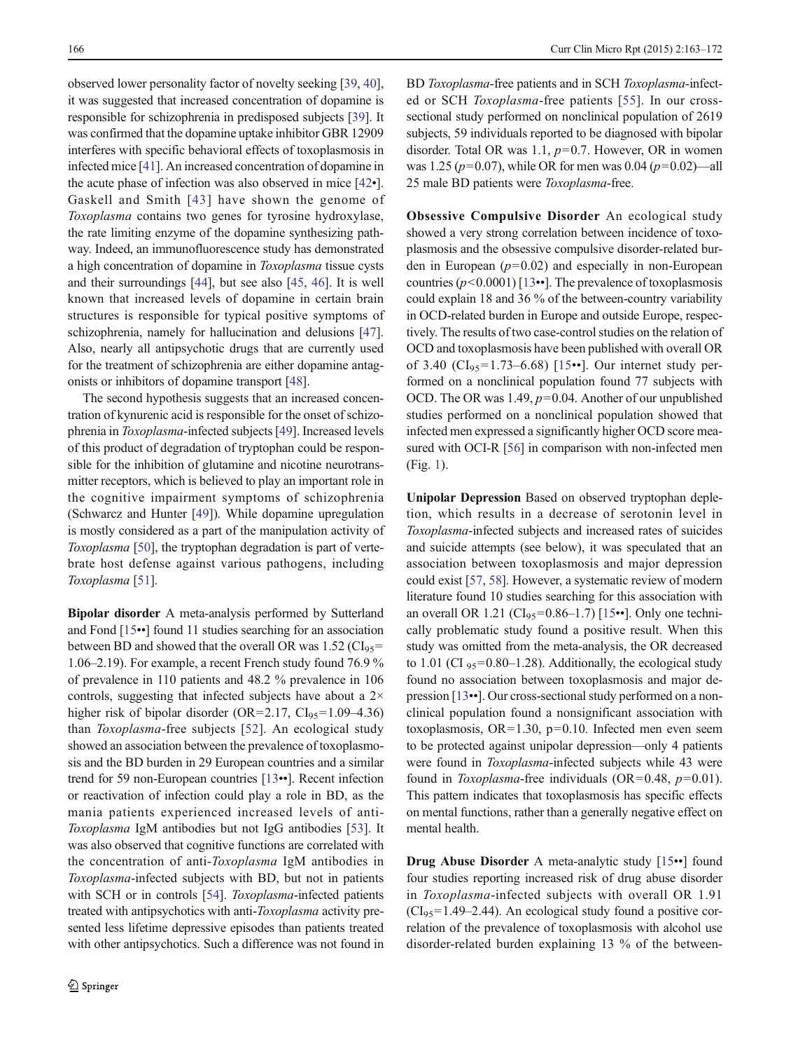observed lower personality factor of novelty seeking [39, 40], it was suggested that increased concentration of dopamine is responsible for schizophrenia in predisposed subjects [39]. It was confirmed that the dopamine uptake inhibitor GBR 12909 interferes with specific behavioral effects of toxoplasmosis in infected mice [41]. An increased concentration of dopamine in the acute phase of infection was also observed in mice [42•]. Gaskell and Smith [43] have shown the genome of *Toxoplasma* contains two genes for tyrosine hydroxylase, the rate limiting enzyme of the dopamine synthesizing pathway. Indeed, an immunofluorescence study has demonstrated a high concentration of dopamine in *Toxoplasma* tissue cysts and their surroundings [44], but see also [45, 46]. It is well known that increased levels of dopamine in certain brain structures is responsible for typical positive symptoms of schizophrenia, namely for hallucination and delusions [47]. Also, nearly all antipsychotic drugs that are currently used for the treatment of schizophrenia are either dopamine antagonists or inhibitors of dopamine transport [48].

The second hypothesis suggests that an increased concentration of kynurenic acid is responsible for the onset of schizophrenia in *Toxoplasma*-infected subjects [49]. Increased levels of this product of degradation of tryptophan could be responsible for the inhibition of glutamine and nicotine neurotransmitter receptors, which is believed to play an important role in the cognitive impairment symptoms of schizophrenia (Schwarcz and Hunter [49]). While dopamine upregulation is mostly considered as a part of the manipulation activity of *Toxoplasma* [50], the tryptophan degradation is part of vertebrate host defense against various pathogens, including *Toxoplasma* [51].

**Bipolar disorder** A meta-analysis performed by Sutterland and Fond [15••] found 11 studies searching for an association between BD and showed that the overall OR was 1.52 ($CI_{95}$= 1.06–2.19). For example, a recent French study found 76.9 % of prevalence in 110 patients and 48.2 % prevalence in 106 controls, suggesting that infected subjects have about a 2× higher risk of bipolar disorder (OR=2.17, $CI_{95}$=1.09–4.36) than *Toxoplasma*-free subjects [52]. An ecological study showed an association between the prevalence of toxoplasmosis and the BD burden in 29 European countries and a similar trend for 59 non-European countries [13••]. Recent infection or reactivation of infection could play a role in BD, as the mania patients experienced increased levels of anti-*Toxoplasma* IgM antibodies but not IgG antibodies [53]. It was also observed that cognitive functions are correlated with the concentration of anti-*Toxoplasma* IgM antibodies in *Toxoplasma*-infected subjects with BD, but not in patients with SCH or in controls [54]. *Toxoplasma*-infected patients treated with antipsychotics with anti-*Toxoplasma* activity presented less lifetime depressive episodes than patients treated with other antipsychotics. Such a difference was not found in BD *Toxoplasma*-free patients and in SCH *Toxoplasma*-infected or SCH *Toxoplasma*-free patients [55]. In our cross-sectional study performed on nonclinical population of 2619 subjects, 59 individuals reported to be diagnosed with bipolar disorder. Total OR was 1.1, $p$=0.7. However, OR in women was 1.25 ($p$=0.07), while OR for men was 0.04 ($p$=0.02)—all 25 male BD patients were *Toxoplasma*-free.

**Obsessive Compulsive Disorder** An ecological study showed a very strong correlation between incidence of toxoplasmosis and the obsessive compulsive disorder-related burden in European ($p$=0.02) and especially in non-European countries ($p$<0.0001) [13••]. The prevalence of toxoplasmosis could explain 18 and 36 % of the between-country variability in OCD-related burden in Europe and outside Europe, respectively. The results of two case-control studies on the relation of OCD and toxoplasmosis have been published with overall OR of 3.40 ($CI_{95}$=1.73–6.68) [15••]. Our internet study performed on a nonclinical population found 77 subjects with OCD. The OR was 1.49, $p$=0.04. Another of our unpublished studies performed on a nonclinical population showed that infected men expressed a significantly higher OCD score measured with OCI-R [56] in comparison with non-infected men (Fig. 1).

**Unipolar Depression** Based on observed tryptophan depletion, which results in a decrease of serotonin level in *Toxoplasma*-infected subjects and increased rates of suicides and suicide attempts (see below), it was speculated that an association between toxoplasmosis and major depression could exist [57, 58]. However, a systematic review of modern literature found 10 studies searching for this association with an overall OR 1.21 ($CI_{95}$=0.86–1.7) [15••]. Only one technically problematic study found a positive result. When this study was omitted from the meta-analysis, the OR decreased to 1.01 ($CI_{95}$=0.80–1.28). Additionally, the ecological study found no association between toxoplasmosis and major depression [13••]. Our cross-sectional study performed on a nonclinical population found a nonsignificant association with toxoplasmosis, OR=1.30, p=0.10. Infected men even seem to be protected against unipolar depression—only 4 patients were found in *Toxoplasma*-infected subjects while 43 were found in *Toxoplasma*-free individuals (OR=0.48, $p$=0.01). This pattern indicates that toxoplasmosis has specific effects on mental functions, rather than a generally negative effect on mental health.

**Drug Abuse Disorder** A meta-analytic study [15••] found four studies reporting increased risk of drug abuse disorder in *Toxoplasma*-infected subjects with overall OR 1.91 ($CI_{95}$=1.49–2.44). An ecological study found a positive correlation of the prevalence of toxoplasmosis with alcohol use disorder-related burden explaining 13 % of the between-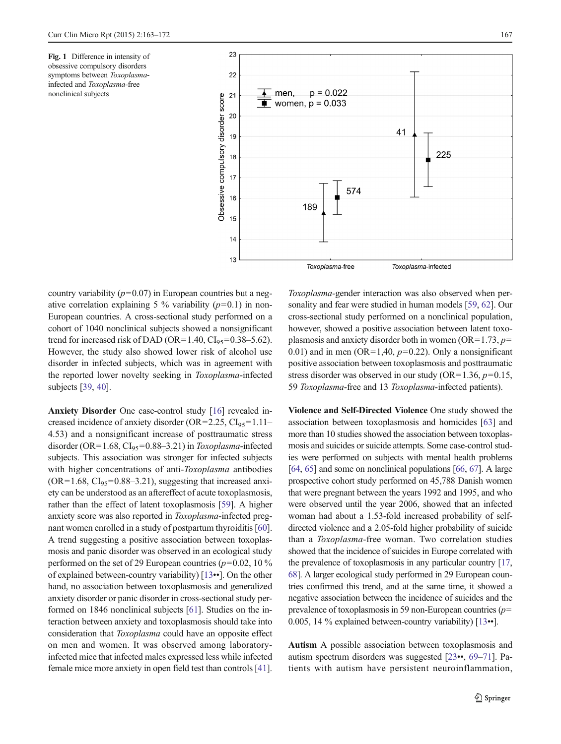**Fig. 1** Difference in intensity of obsessive compulsory disorders symptoms between *Toxoplasma*-infected and *Toxoplasma*-free nonclinical subjects

country variability ($p=0.07$) in European countries but a negative correlation explaining 5 % variability ($p=0.1$) in non-European countries. A cross-sectional study performed on a cohort of 1040 nonclinical subjects showed a nonsignificant trend for increased risk of DAD (OR=1.40, $CI_{95}$=0.38–5.62). However, the study also showed lower risk of alcohol use disorder in infected subjects, which was in agreement with the reported lower novelty seeking in *Toxoplasma*-infected subjects [39, 40].

**Anxiety Disorder** One case-control study [16] revealed increased incidence of anxiety disorder (OR=2.25, $CI_{95}$=1.11–4.53) and a nonsignificant increase of posttraumatic stress disorder (OR=1.68, $CI_{95}$=0.88–3.21) in *Toxoplasma*-infected subjects. This association was stronger for infected subjects with higher concentrations of anti-*Toxoplasma* antibodies (OR=1.68, $CI_{95}$=0.88–3.21), suggesting that increased anxiety can be understood as an aftereffect of acute toxoplasmosis, rather than the effect of latent toxoplasmosis [59]. A higher anxiety score was also reported in *Toxoplasma*-infected pregnant women enrolled in a study of postpartum thyroiditis [60]. A trend suggesting a positive association between toxoplasmosis and panic disorder was observed in an ecological study performed on the set of 29 European countries ($p=0.02$, 10 % of explained between-country variability) [13••]. On the other hand, no association between toxoplasmosis and generalized anxiety disorder or panic disorder in cross-sectional study performed on 1846 nonclinical subjects [61]. Studies on the interaction between anxiety and toxoplasmosis should take into consideration that *Toxoplasma* could have an opposite effect on men and women. It was observed among laboratory-infected mice that infected males expressed less while infected female mice more anxiety in open field test than controls [41]. *Toxoplasma*-gender interaction was also observed when personality and fear were studied in human models [59, 62]. Our cross-sectional study performed on a nonclinical population, however, showed a positive association between latent toxoplasmosis and anxiety disorder both in women (OR=1.73, $p=0.01$) and in men (OR=1,40, $p=0.22$). Only a nonsignificant positive association between toxoplasmosis and posttraumatic stress disorder was observed in our study (OR=1.36, $p=0.15$, 59 *Toxoplasma*-free and 13 *Toxoplasma*-infected patients).

**Violence and Self-Directed Violence** One study showed the association between toxoplasmosis and homicides [63] and more than 10 studies showed the association between toxoplasmosis and suicides or suicide attempts. Some case-control studies were performed on subjects with mental health problems [64, 65] and some on nonclinical populations [66, 67]. A large prospective cohort study performed on 45,788 Danish women that were pregnant between the years 1992 and 1995, and who were observed until the year 2006, showed that an infected woman had about a 1.53-fold increased probability of self-directed violence and a 2.05-fold higher probability of suicide than a *Toxoplasma*-free woman. Two correlation studies showed that the incidence of suicides in Europe correlated with the prevalence of toxoplasmosis in any particular country [17, 68]. A larger ecological study performed in 29 European countries confirmed this trend, and at the same time, it showed a negative association between the incidence of suicides and the prevalence of toxoplasmosis in 59 non-European countries ($p=0.005$, 14 % explained between-country variability) [13••].

**Autism** A possible association between toxoplasmosis and autism spectrum disorders was suggested [23••, 69–71]. Patients with autism have persistent neuroinflammation,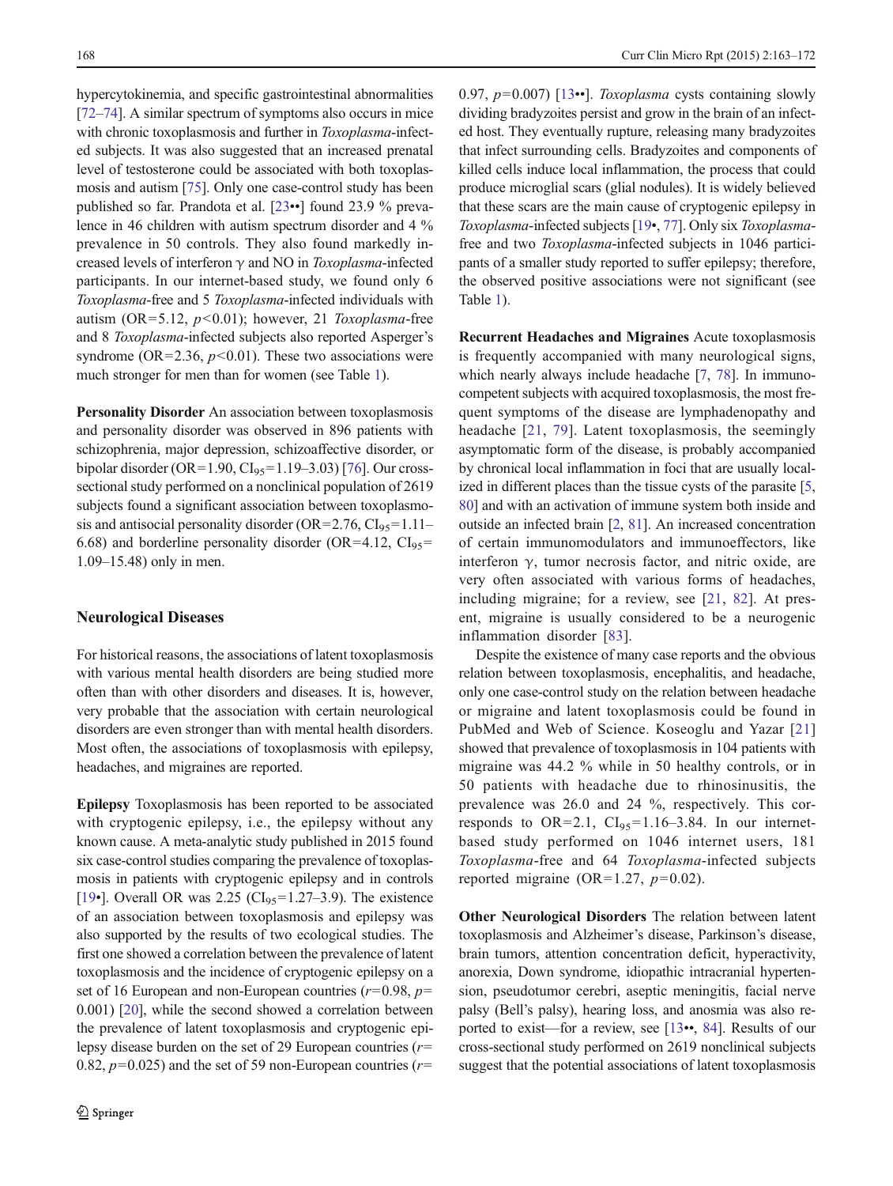hypercytokinemia, and specific gastrointestinal abnormalities [72–74]. A similar spectrum of symptoms also occurs in mice with chronic toxoplasmosis and further in *Toxoplasma*-infected subjects. It was also suggested that an increased prenatal level of testosterone could be associated with both toxoplasmosis and autism [75]. Only one case-control study has been published so far. Prandota et al. [23••] found 23.9 % prevalence in 46 children with autism spectrum disorder and 4 % prevalence in 50 controls. They also found markedly increased levels of interferon γ and NO in *Toxoplasma*-infected participants. In our internet-based study, we found only 6 *Toxoplasma*-free and 5 *Toxoplasma*-infected individuals with autism (OR=5.12, $p<0.01$); however, 21 *Toxoplasma*-free and 8 *Toxoplasma*-infected subjects also reported Asperger's syndrome (OR=2.36, $p<0.01$). These two associations were much stronger for men than for women (see Table 1).

**Personality Disorder** An association between toxoplasmosis and personality disorder was observed in 896 patients with schizophrenia, major depression, schizoaffective disorder, or bipolar disorder (OR=1.90, $CI_{95}$=1.19–3.03) [76]. Our cross-sectional study performed on a nonclinical population of 2619 subjects found a significant association between toxoplasmosis and antisocial personality disorder (OR=2.76, $CI_{95}$=1.11–6.68) and borderline personality disorder (OR=4.12, $CI_{95}$=1.09–15.48) only in men.

## Neurological Diseases

For historical reasons, the associations of latent toxoplasmosis with various mental health disorders are being studied more often than with other disorders and diseases. It is, however, very probable that the association with certain neurological disorders are even stronger than with mental health disorders. Most often, the associations of toxoplasmosis with epilepsy, headaches, and migraines are reported.

**Epilepsy** Toxoplasmosis has been reported to be associated with cryptogenic epilepsy, i.e., the epilepsy without any known cause. A meta-analytic study published in 2015 found six case-control studies comparing the prevalence of toxoplasmosis in patients with cryptogenic epilepsy and in controls [19•]. Overall OR was 2.25 ($CI_{95}$=1.27–3.9). The existence of an association between toxoplasmosis and epilepsy was also supported by the results of two ecological studies. The first one showed a correlation between the prevalence of latent toxoplasmosis and the incidence of cryptogenic epilepsy on a set of 16 European and non-European countries ($r$=0.98, $p$=0.001) [20], while the second showed a correlation between the prevalence of latent toxoplasmosis and cryptogenic epilepsy disease burden on the set of 29 European countries ($r$=0.82, $p$=0.025) and the set of 59 non-European countries ($r$=0.97, $p$=0.007) [13••]. *Toxoplasma* cysts containing slowly dividing bradyzoites persist and grow in the brain of an infected host. They eventually rupture, releasing many bradyzoites that infect surrounding cells. Bradyzoites and components of killed cells induce local inflammation, the process that could produce microglial scars (glial nodules). It is widely believed that these scars are the main cause of cryptogenic epilepsy in *Toxoplasma*-infected subjects [19•, 77]. Only six *Toxoplasma*-free and two *Toxoplasma*-infected subjects in 1046 participants of a smaller study reported to suffer epilepsy; therefore, the observed positive associations were not significant (see Table 1).

**Recurrent Headaches and Migraines** Acute toxoplasmosis is frequently accompanied with many neurological signs, which nearly always include headache [7, 78]. In immunocompetent subjects with acquired toxoplasmosis, the most frequent symptoms of the disease are lymphadenopathy and headache [21, 79]. Latent toxoplasmosis, the seemingly asymptomatic form of the disease, is probably accompanied by chronical local inflammation in foci that are usually localized in different places than the tissue cysts of the parasite [5, 80] and with an activation of immune system both inside and outside an infected brain [2, 81]. An increased concentration of certain immunomodulators and immunoeffectors, like interferon γ, tumor necrosis factor, and nitric oxide, are very often associated with various forms of headaches, including migraine; for a review, see [21, 82]. At present, migraine is usually considered to be a neurogenic inflammation disorder [83].

Despite the existence of many case reports and the obvious relation between toxoplasmosis, encephalitis, and headache, only one case-control study on the relation between headache or migraine and latent toxoplasmosis could be found in PubMed and Web of Science. Koseoglu and Yazar [21] showed that prevalence of toxoplasmosis in 104 patients with migraine was 44.2 % while in 50 healthy controls, or in 50 patients with headache due to rhinosinusitis, the prevalence was 26.0 and 24 %, respectively. This corresponds to OR=2.1, $CI_{95}$=1.16–3.84. In our internet-based study performed on 1046 internet users, 181 *Toxoplasma*-free and 64 *Toxoplasma*-infected subjects reported migraine (OR=1.27, $p$=0.02).

**Other Neurological Disorders** The relation between latent toxoplasmosis and Alzheimer's disease, Parkinson's disease, brain tumors, attention concentration deficit, hyperactivity, anorexia, Down syndrome, idiopathic intracranial hypertension, pseudotumor cerebri, aseptic meningitis, facial nerve palsy (Bell's palsy), hearing loss, and anosmia was also reported to exist—for a review, see [13••, 84]. Results of our cross-sectional study performed on 2619 nonclinical subjects suggest that the potential associations of latent toxoplasmosis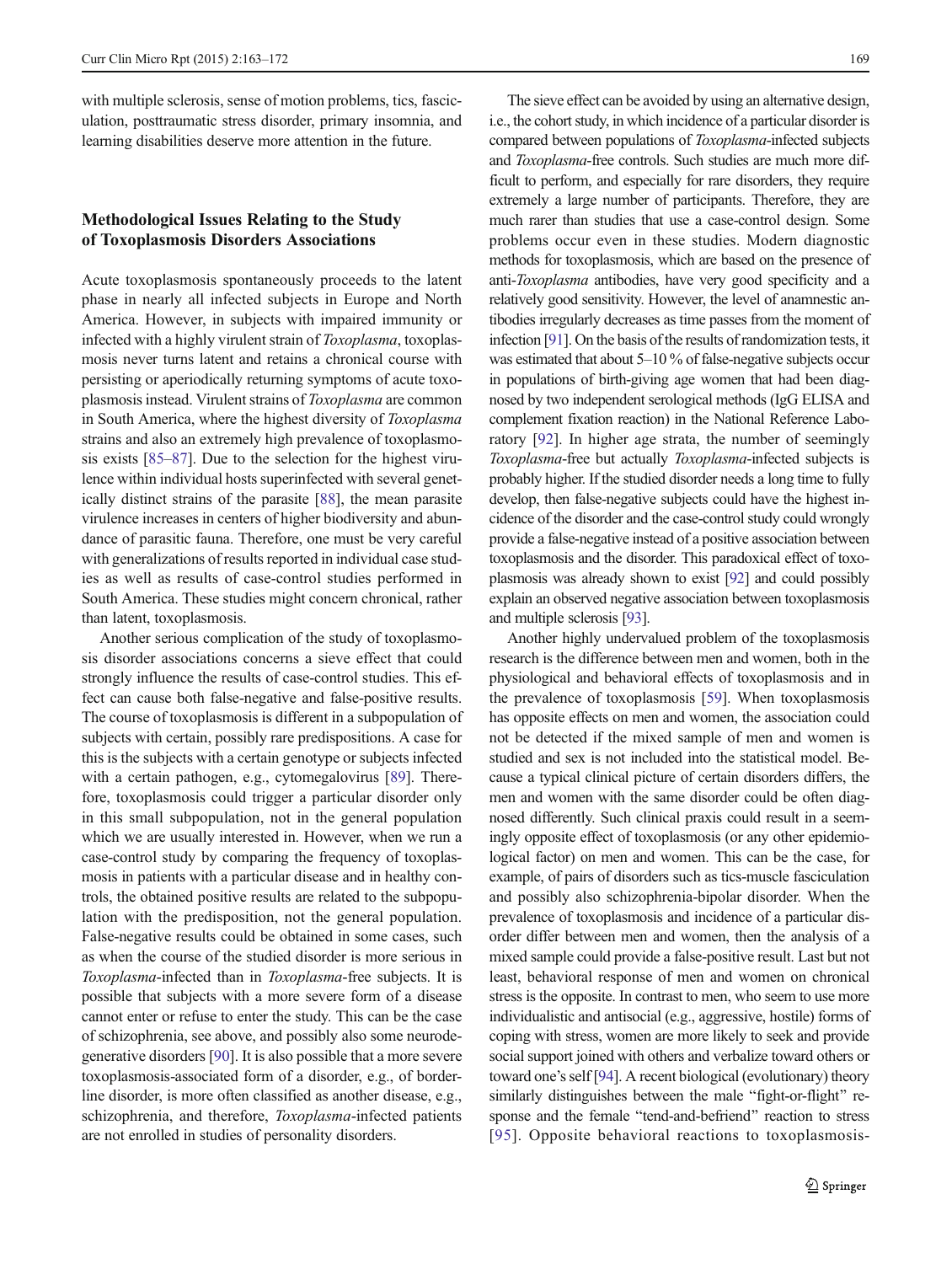with multiple sclerosis, sense of motion problems, tics, fasciculation, posttraumatic stress disorder, primary insomnia, and learning disabilities deserve more attention in the future.

## Methodological Issues Relating to the Study of Toxoplasmosis Disorders Associations

Acute toxoplasmosis spontaneously proceeds to the latent phase in nearly all infected subjects in Europe and North America. However, in subjects with impaired immunity or infected with a highly virulent strain of *Toxoplasma*, toxoplasmosis never turns latent and retains a chronical course with persisting or aperiodically returning symptoms of acute toxoplasmosis instead. Virulent strains of *Toxoplasma* are common in South America, where the highest diversity of *Toxoplasma* strains and also an extremely high prevalence of toxoplasmosis exists [85–87]. Due to the selection for the highest virulence within individual hosts superinfected with several genetically distinct strains of the parasite [88], the mean parasite virulence increases in centers of higher biodiversity and abundance of parasitic fauna. Therefore, one must be very careful with generalizations of results reported in individual case studies as well as results of case-control studies performed in South America. These studies might concern chronical, rather than latent, toxoplasmosis.

Another serious complication of the study of toxoplasmosis disorder associations concerns a sieve effect that could strongly influence the results of case-control studies. This effect can cause both false-negative and false-positive results. The course of toxoplasmosis is different in a subpopulation of subjects with certain, possibly rare predispositions. A case for this is the subjects with a certain genotype or subjects infected with a certain pathogen, e.g., cytomegalovirus [89]. Therefore, toxoplasmosis could trigger a particular disorder only in this small subpopulation, not in the general population which we are usually interested in. However, when we run a case-control study by comparing the frequency of toxoplasmosis in patients with a particular disease and in healthy controls, the obtained positive results are related to the subpopulation with the predisposition, not the general population. False-negative results could be obtained in some cases, such as when the course of the studied disorder is more serious in *Toxoplasma*-infected than in *Toxoplasma*-free subjects. It is possible that subjects with a more severe form of a disease cannot enter or refuse to enter the study. This can be the case of schizophrenia, see above, and possibly also some neurodegenerative disorders [90]. It is also possible that a more severe toxoplasmosis-associated form of a disorder, e.g., of borderline disorder, is more often classified as another disease, e.g., schizophrenia, and therefore, *Toxoplasma*-infected patients are not enrolled in studies of personality disorders.

The sieve effect can be avoided by using an alternative design, i.e., the cohort study, in which incidence of a particular disorder is compared between populations of *Toxoplasma*-infected subjects and *Toxoplasma*-free controls. Such studies are much more difficult to perform, and especially for rare disorders, they require extremely a large number of participants. Therefore, they are much rarer than studies that use a case-control design. Some problems occur even in these studies. Modern diagnostic methods for toxoplasmosis, which are based on the presence of anti-*Toxoplasma* antibodies, have very good specificity and a relatively good sensitivity. However, the level of anamnestic antibodies irregularly decreases as time passes from the moment of infection [91]. On the basis of the results of randomization tests, it was estimated that about 5–10 % of false-negative subjects occur in populations of birth-giving age women that had been diagnosed by two independent serological methods (IgG ELISA and complement fixation reaction) in the National Reference Laboratory [92]. In higher age strata, the number of seemingly *Toxoplasma*-free but actually *Toxoplasma*-infected subjects is probably higher. If the studied disorder needs a long time to fully develop, then false-negative subjects could have the highest incidence of the disorder and the case-control study could wrongly provide a false-negative instead of a positive association between toxoplasmosis and the disorder. This paradoxical effect of toxoplasmosis was already shown to exist [92] and could possibly explain an observed negative association between toxoplasmosis and multiple sclerosis [93].

Another highly undervalued problem of the toxoplasmosis research is the difference between men and women, both in the physiological and behavioral effects of toxoplasmosis and in the prevalence of toxoplasmosis [59]. When toxoplasmosis has opposite effects on men and women, the association could not be detected if the mixed sample of men and women is studied and sex is not included into the statistical model. Because a typical clinical picture of certain disorders differs, the men and women with the same disorder could be often diagnosed differently. Such clinical praxis could result in a seemingly opposite effect of toxoplasmosis (or any other epidemiological factor) on men and women. This can be the case, for example, of pairs of disorders such as tics-muscle fasciculation and possibly also schizophrenia-bipolar disorder. When the prevalence of toxoplasmosis and incidence of a particular disorder differ between men and women, then the analysis of a mixed sample could provide a false-positive result. Last but not least, behavioral response of men and women on chronical stress is the opposite. In contrast to men, who seem to use more individualistic and antisocial (e.g., aggressive, hostile) forms of coping with stress, women are more likely to seek and provide social support joined with others and verbalize toward others or toward one's self [94]. A recent biological (evolutionary) theory similarly distinguishes between the male "fight-or-flight" response and the female "tend-and-befriend" reaction to stress [95]. Opposite behavioral reactions to toxoplasmosis-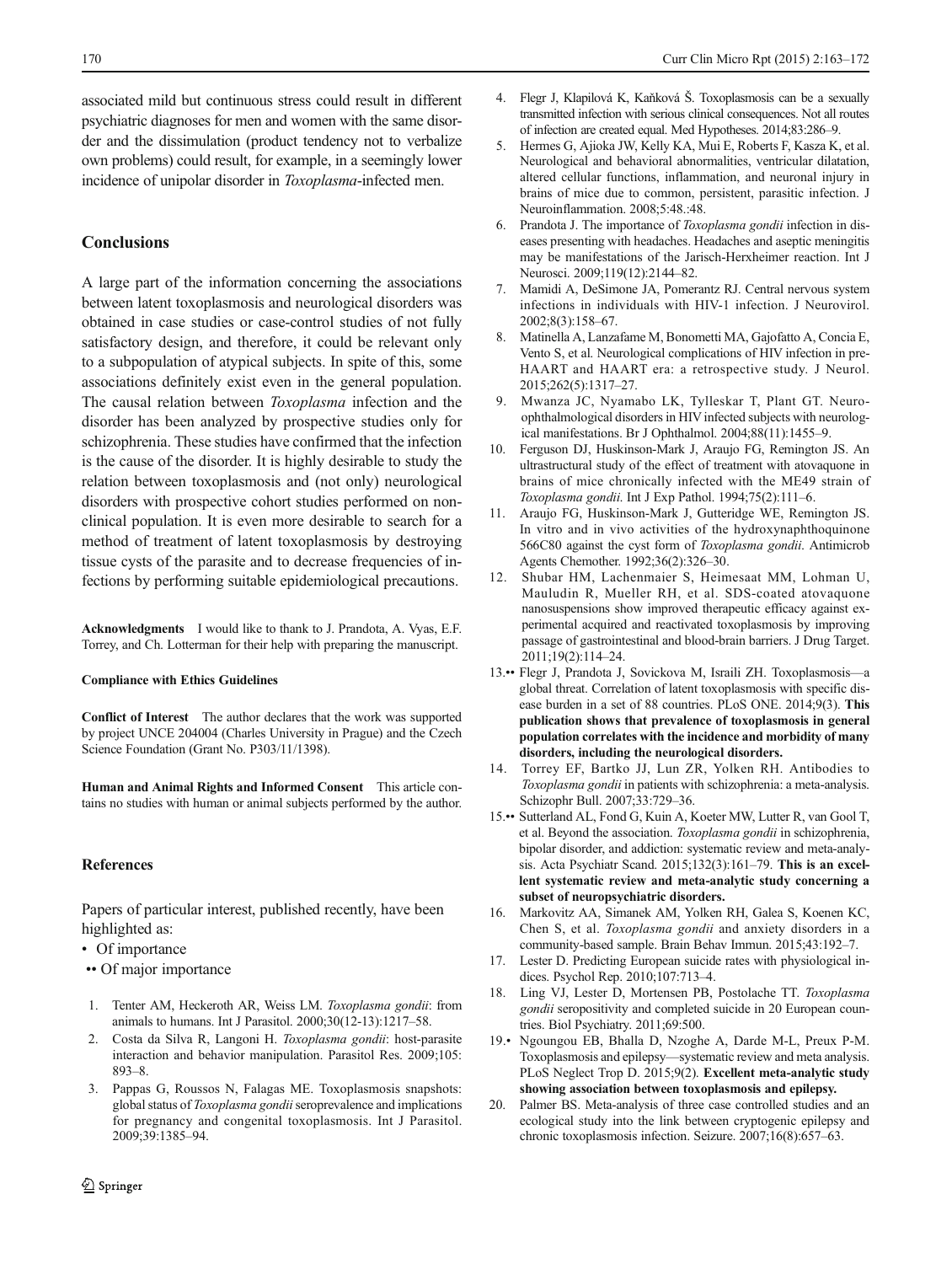associated mild but continuous stress could result in different psychiatric diagnoses for men and women with the same disorder and the dissimulation (product tendency not to verbalize own problems) could result, for example, in a seemingly lower incidence of unipolar disorder in *Toxoplasma*-infected men.

## Conclusions

A large part of the information concerning the associations between latent toxoplasmosis and neurological disorders was obtained in case studies or case-control studies of not fully satisfactory design, and therefore, it could be relevant only to a subpopulation of atypical subjects. In spite of this, some associations definitely exist even in the general population. The causal relation between *Toxoplasma* infection and the disorder has been analyzed by prospective studies only for schizophrenia. These studies have confirmed that the infection is the cause of the disorder. It is highly desirable to study the relation between toxoplasmosis and (not only) neurological disorders with prospective cohort studies performed on non-clinical population. It is even more desirable to search for a method of treatment of latent toxoplasmosis by destroying tissue cysts of the parasite and to decrease frequencies of infections by performing suitable epidemiological precautions.

**Acknowledgments** I would like to thank to J. Prandota, A. Vyas, E.F. Torrey, and Ch. Lotterman for their help with preparing the manuscript.

#### Compliance with Ethics Guidelines

**Conflict of Interest** The author declares that the work was supported by project UNCE 204004 (Charles University in Prague) and the Czech Science Foundation (Grant No. P303/11/1398).

**Human and Animal Rights and Informed Consent** This article contains no studies with human or animal subjects performed by the author.

### References

Papers of particular interest, published recently, have been highlighted as:

- • Of importance
- •• Of major importance

1. Tenter AM, Heckeroth AR, Weiss LM. *Toxoplasma gondii*: from animals to humans. Int J Parasitol. 2000;30(12-13):1217–58.
2. Costa da Silva R, Langoni H. *Toxoplasma gondii*: host-parasite interaction and behavior manipulation. Parasitol Res. 2009;105: 893–8.
3. Pappas G, Roussos N, Falagas ME. Toxoplasmosis snapshots: global status of *Toxoplasma gondii* seroprevalence and implications for pregnancy and congenital toxoplasmosis. Int J Parasitol. 2009;39:1385–94.
4. Flegr J, Klapilová K, Kaňková Š. Toxoplasmosis can be a sexually transmitted infection with serious clinical consequences. Not all routes of infection are created equal. Med Hypotheses. 2014;83:286–9.
5. Hermes G, Ajioka JW, Kelly KA, Mui E, Roberts F, Kasza K, et al. Neurological and behavioral abnormalities, ventricular dilatation, altered cellular functions, inflammation, and neuronal injury in brains of mice due to common, persistent, parasitic infection. J Neuroinflammation. 2008;5:48.:48.
6. Prandota J. The importance of *Toxoplasma gondii* infection in diseases presenting with headaches. Headaches and aseptic meningitis may be manifestations of the Jarisch-Herxheimer reaction. Int J Neurosci. 2009;119(12):2144–82.
7. Mamidi A, DeSimone JA, Pomerantz RJ. Central nervous system infections in individuals with HIV-1 infection. J Neurovirol. 2002;8(3):158–67.
8. Matinella A, Lanzafame M, Bonometti MA, Gajofatto A, Concia E, Vento S, et al. Neurological complications of HIV infection in pre-HAART and HAART era: a retrospective study. J Neurol. 2015;262(5):1317–27.
9. Mwanza JC, Nyamabo LK, Tylleskar T, Plant GT. Neuro-ophthalmological disorders in HIV infected subjects with neurological manifestations. Br J Ophthalmol. 2004;88(11):1455–9.
10. Ferguson DJ, Huskinson-Mark J, Araujo FG, Remington JS. An ultrastructural study of the effect of treatment with atovaquone in brains of mice chronically infected with the ME49 strain of *Toxoplasma gondii*. Int J Exp Pathol. 1994;75(2):111–6.
11. Araujo FG, Huskinson-Mark J, Gutteridge WE, Remington JS. In vitro and in vivo activities of the hydroxynaphthoquinone 566C80 against the cyst form of *Toxoplasma gondii*. Antimicrob Agents Chemother. 1992;36(2):326–30.
12. Shubar HM, Lachenmaier S, Heimesaat MM, Lohman U, Mauludin R, Mueller RH, et al. SDS-coated atovaquone nanosuspensions show improved therapeutic efficacy against experimental acquired and reactivated toxoplasmosis by improving passage of gastrointestinal and blood-brain barriers. J Drug Target. 2011;19(2):114–24.
13. •• Flegr J, Prandota J, Sovickova M, Israili ZH. Toxoplasmosis—a global threat. Correlation of latent toxoplasmosis with specific disease burden in a set of 88 countries. PLoS ONE. 2014;9(3). **This publication shows that prevalence of toxoplasmosis in general population correlates with the incidence and morbidity of many disorders, including the neurological disorders.**
14. Torrey EF, Bartko JJ, Lun ZR, Yolken RH. Antibodies to *Toxoplasma gondii* in patients with schizophrenia: a meta-analysis. Schizophr Bull. 2007;33:729–36.
15. •• Sutterland AL, Fond G, Kuin A, Koeter MW, Lutter R, van Gool T, et al. Beyond the association. *Toxoplasma gondii* in schizophrenia, bipolar disorder, and addiction: systematic review and meta-analysis. Acta Psychiatr Scand. 2015;132(3):161–79. **This is an excellent systematic review and meta-analytic study concerning a subset of neuropsychiatric disorders.**
16. Markovitz AA, Simanek AM, Yolken RH, Galea S, Koenen KC, Chen S, et al. *Toxoplasma gondii* and anxiety disorders in a community-based sample. Brain Behav Immun. 2015;43:192–7.
17. Lester D. Predicting European suicide rates with physiological indices. Psychol Rep. 2010;107:713–4.
18. Ling VJ, Lester D, Mortensen PB, Postolache TT. *Toxoplasma gondii* seropositivity and completed suicide in 20 European countries. Biol Psychiatry. 2011;69:500.
19. • Ngoungou EB, Bhalla D, Nzoghe A, Darde M-L, Preux P-M. Toxoplasmosis and epilepsy—systematic review and meta analysis. PLoS Neglect Trop D. 2015;9(2). **Excellent meta-analytic study showing association between toxoplasmosis and epilepsy.**
20. Palmer BS. Meta-analysis of three case controlled studies and an ecological study into the link between cryptogenic epilepsy and chronic toxoplasmosis infection. Seizure. 2007;16(8):657–63.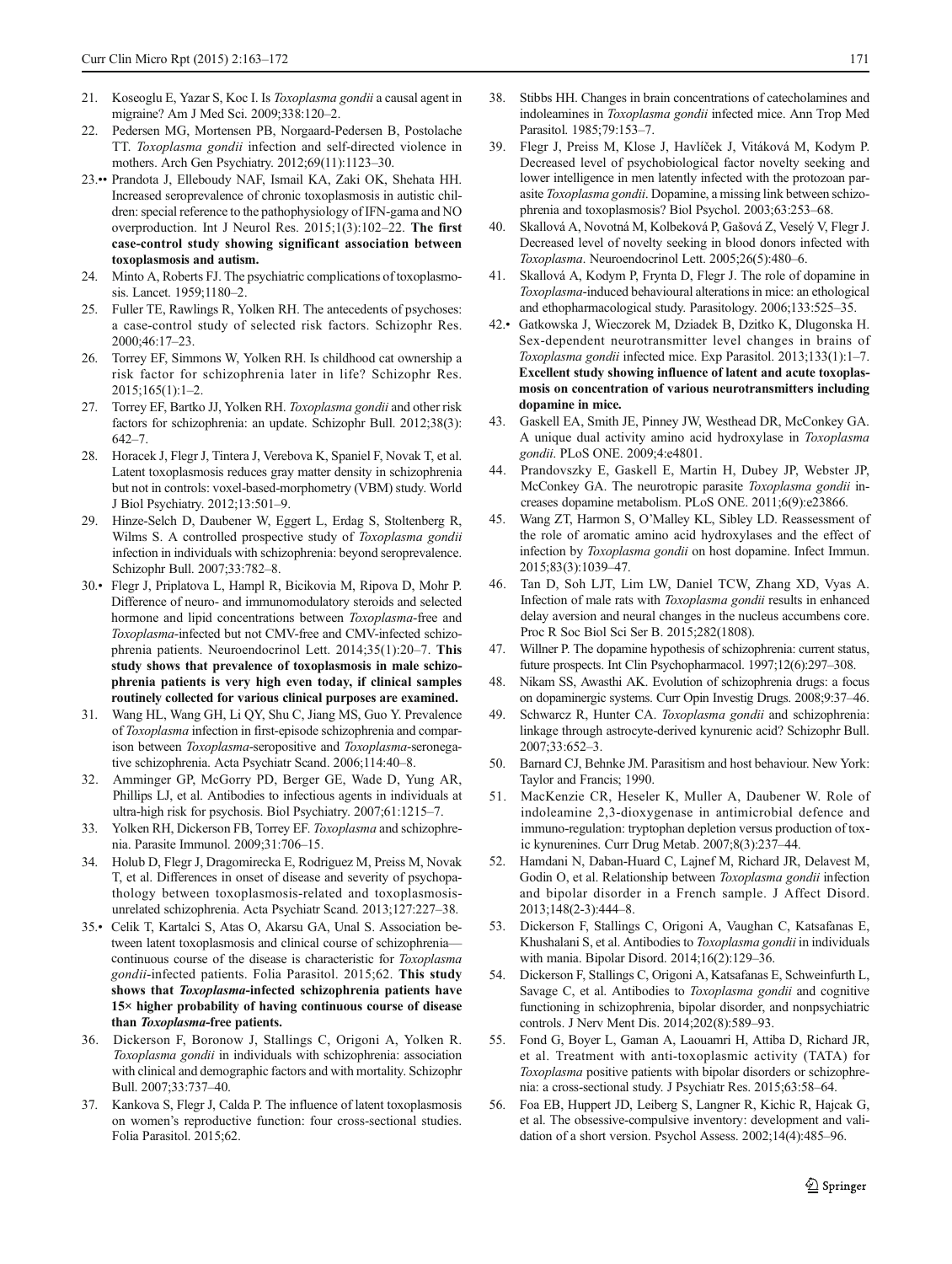21. Koseoglu E, Yazar S, Koc I. Is *Toxoplasma gondii* a causal agent in migraine? Am J Med Sci. 2009;338:120–2.
22. Pedersen MG, Mortensen PB, Norgaard-Pedersen B, Postolache TT. *Toxoplasma gondii* infection and self-directed violence in mothers. Arch Gen Psychiatry. 2012;69(11):1123–30.
23.•• Prandota J, Elleboudy NAF, Ismail KA, Zaki OK, Shehata HH. Increased seroprevalence of chronic toxoplasmosis in autistic children: special reference to the pathophysiology of IFN-gama and NO overproduction. Int J Neurol Res. 2015;1(3):102–22. **The first case-control study showing significant association between toxoplasmosis and autism.**
24. Minto A, Roberts FJ. The psychiatric complications of toxoplasmosis. Lancet. 1959;1180–2.
25. Fuller TE, Rawlings R, Yolken RH. The antecedents of psychoses: a case-control study of selected risk factors. Schizophr Res. 2000;46:17–23.
26. Torrey EF, Simmons W, Yolken RH. Is childhood cat ownership a risk factor for schizophrenia later in life? Schizophr Res. 2015;165(1):1–2.
27. Torrey EF, Bartko JJ, Yolken RH. *Toxoplasma gondii* and other risk factors for schizophrenia: an update. Schizophr Bull. 2012;38(3): 642–7.
28. Horacek J, Flegr J, Tintera J, Verebova K, Spaniel F, Novak T, et al. Latent toxoplasmosis reduces gray matter density in schizophrenia but not in controls: voxel-based-morphometry (VBM) study. World J Biol Psychiatry. 2012;13:501–9.
29. Hinze-Selch D, Daubener W, Eggert L, Erdag S, Stoltenberg R, Wilms S. A controlled prospective study of *Toxoplasma gondii* infection in individuals with schizophrenia: beyond seroprevalence. Schizophr Bull. 2007;33:782–8.
30.• Flegr J, Priplatova L, Hampl R, Bicikovia M, Ripova D, Mohr P. Difference of neuro- and immunomodulatory steroids and selected hormone and lipid concentrations between *Toxoplasma*-free and *Toxoplasma*-infected but not CMV-free and CMV-infected schizophrenia patients. Neuroendocrinol Lett. 2014;35(1):20–7. **This study shows that prevalence of toxoplasmosis in male schizophrenia patients is very high even today, if clinical samples routinely collected for various clinical purposes are examined.**
31. Wang HL, Wang GH, Li QY, Shu C, Jiang MS, Guo Y. Prevalence of *Toxoplasma* infection in first-episode schizophrenia and comparison between *Toxoplasma*-seropositive and *Toxoplasma*-seronegative schizophrenia. Acta Psychiatr Scand. 2006;114:40–8.
32. Amminger GP, McGorry PD, Berger GE, Wade D, Yung AR, Phillips LJ, et al. Antibodies to infectious agents in individuals at ultra-high risk for psychosis. Biol Psychiatry. 2007;61:1215–7.
33. Yolken RH, Dickerson FB, Torrey EF. *Toxoplasma* and schizophrenia. Parasite Immunol. 2009;31:706–15.
34. Holub D, Flegr J, Dragomirecka E, Rodriguez M, Preiss M, Novak T, et al. Differences in onset of disease and severity of psychopathology between toxoplasmosis-related and toxoplasmosis-unrelated schizophrenia. Acta Psychiatr Scand. 2013;127:227–38.
35.• Celik T, Kartalci S, Atas O, Akarsu GA, Unal S. Association between latent toxoplasmosis and clinical course of schizophrenia—continuous course of the disease is characteristic for *Toxoplasma gondii*-infected patients. Folia Parasitol. 2015;62. **This study shows that *Toxoplasma*-infected schizophrenia patients have 15× higher probability of having continuous course of disease than *Toxoplasma*-free patients.**
36. Dickerson F, Boronow J, Stallings C, Origoni A, Yolken R. *Toxoplasma gondii* in individuals with schizophrenia: association with clinical and demographic factors and with mortality. Schizophr Bull. 2007;33:737–40.
37. Kankova S, Flegr J, Calda P. The influence of latent toxoplasmosis on women's reproductive function: four cross-sectional studies. Folia Parasitol. 2015;62.
38. Stibbs HH. Changes in brain concentrations of catecholamines and indoleamines in *Toxoplasma gondii* infected mice. Ann Trop Med Parasitol. 1985;79:153–7.
39. Flegr J, Preiss M, Klose J, Havlíček J, Vitáková M, Kodym P. Decreased level of psychobiological factor novelty seeking and lower intelligence in men latently infected with the protozoan parasite *Toxoplasma gondii*. Dopamine, a missing link between schizophrenia and toxoplasmosis? Biol Psychol. 2003;63:253–68.
40. Skallová A, Novotná M, Kolbeková P, Gašová Z, Veselý V, Flegr J. Decreased level of novelty seeking in blood donors infected with *Toxoplasma*. Neuroendocrinol Lett. 2005;26(5):480–6.
41. Skallová A, Kodym P, Frynta D, Flegr J. The role of dopamine in *Toxoplasma*-induced behavioural alterations in mice: an ethological and ethopharmacological study. Parasitology. 2006;133:525–35.
42.• Gatkowska J, Wieczorek M, Dziadek B, Dzitko K, Dlugonska H. Sex-dependent neurotransmitter level changes in brains of *Toxoplasma gondii* infected mice. Exp Parasitol. 2013;133(1):1–7. **Excellent study showing influence of latent and acute toxoplasmosis on concentration of various neurotransmitters including dopamine in mice.**
43. Gaskell EA, Smith JE, Pinney JW, Westhead DR, McConkey GA. A unique dual activity amino acid hydroxylase in *Toxoplasma gondii*. PLoS ONE. 2009;4:e4801.
44. Prandovszky E, Gaskell E, Martin H, Dubey JP, Webster JP, McConkey GA. The neurotropic parasite *Toxoplasma gondii* increases dopamine metabolism. PLoS ONE. 2011;6(9):e23866.
45. Wang ZT, Harmon S, O'Malley KL, Sibley LD. Reassessment of the role of aromatic amino acid hydroxylases and the effect of infection by *Toxoplasma gondii* on host dopamine. Infect Immun. 2015;83(3):1039–47.
46. Tan D, Soh LJT, Lim LW, Daniel TCW, Zhang XD, Vyas A. Infection of male rats with *Toxoplasma gondii* results in enhanced delay aversion and neural changes in the nucleus accumbens core. Proc R Soc Biol Sci Ser B. 2015;282(1808).
47. Willner P. The dopamine hypothesis of schizophrenia: current status, future prospects. Int Clin Psychopharmacol. 1997;12(6):297–308.
48. Nikam SS, Awasthi AK. Evolution of schizophrenia drugs: a focus on dopaminergic systems. Curr Opin Investig Drugs. 2008;9:37–46.
49. Schwarcz R, Hunter CA. *Toxoplasma gondii* and schizophrenia: linkage through astrocyte-derived kynurenic acid? Schizophr Bull. 2007;33:652–3.
50. Barnard CJ, Behnke JM. Parasitism and host behaviour. New York: Taylor and Francis; 1990.
51. MacKenzie CR, Heseler K, Muller A, Daubener W. Role of indoleamine 2,3-dioxygenase in antimicrobial defence and immuno-regulation: tryptophan depletion versus production of toxic kynurenines. Curr Drug Metab. 2007;8(3):237–44.
52. Hamdani N, Daban-Huard C, Lajnef M, Richard JR, Delavest M, Godin O, et al. Relationship between *Toxoplasma gondii* infection and bipolar disorder in a French sample. J Affect Disord. 2013;148(2-3):444–8.
53. Dickerson F, Stallings C, Origoni A, Vaughan C, Katsafanas E, Khushalani S, et al. Antibodies to *Toxoplasma gondii* in individuals with mania. Bipolar Disord. 2014;16(2):129–36.
54. Dickerson F, Stallings C, Origoni A, Katsafanas E, Schweinfurth L, Savage C, et al. Antibodies to *Toxoplasma gondii* and cognitive functioning in schizophrenia, bipolar disorder, and nonpsychiatric controls. J Nerv Ment Dis. 2014;202(8):589–93.
55. Fond G, Boyer L, Gaman A, Laouamri H, Attiba D, Richard JR, et al. Treatment with anti-toxoplasmic activity (TATA) for *Toxoplasma* positive patients with bipolar disorders or schizophrenia: a cross-sectional study. J Psychiatr Res. 2015;63:58–64.
56. Foa EB, Huppert JD, Leiberg S, Langner R, Kichic R, Hajcak G, et al. The obsessive-compulsive inventory: development and validation of a short version. Psychol Assess. 2002;14(4):485–96.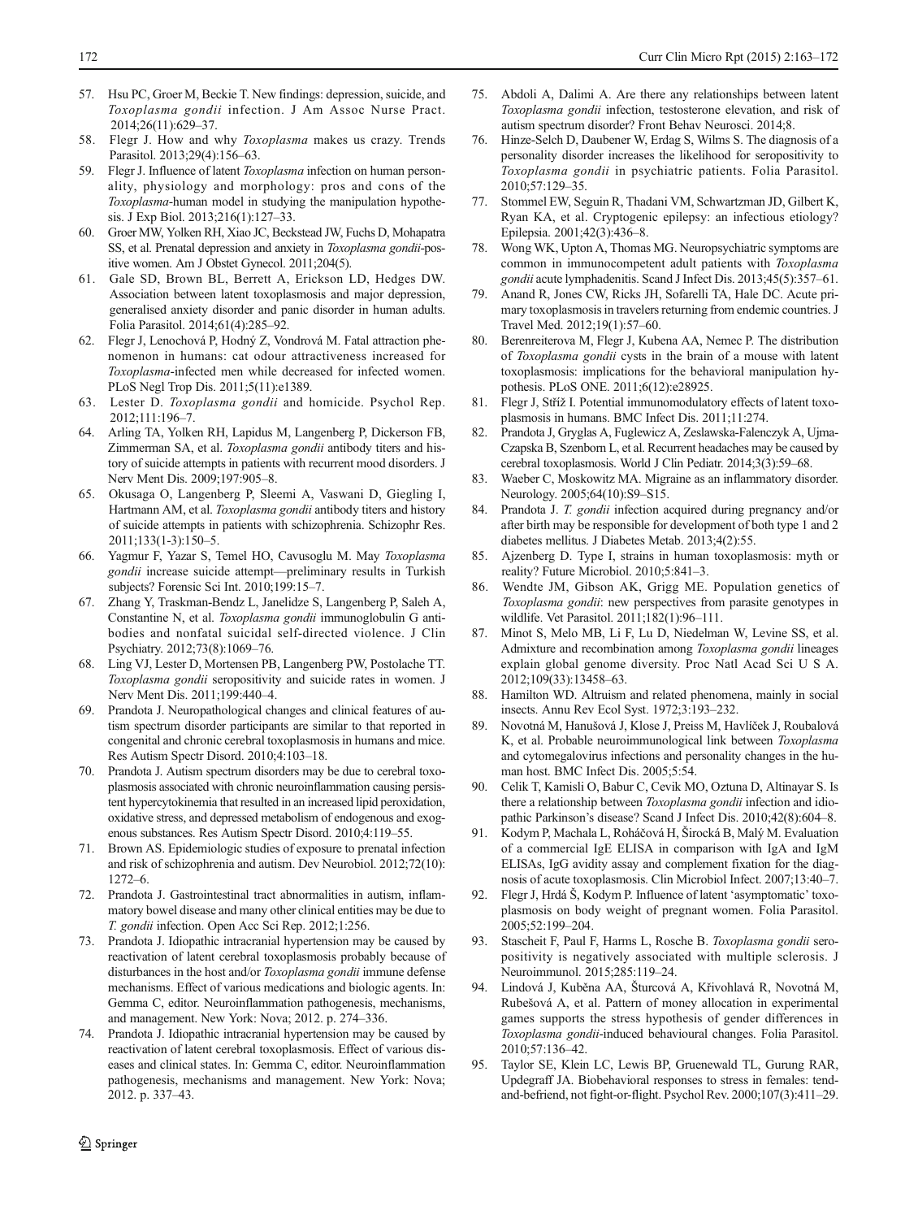57. Hsu PC, Groer M, Beckie T. New findings: depression, suicide, and *Toxoplasma gondii* infection. J Am Assoc Nurse Pract. 2014;26(11):629–37.
58. Flegr J. How and why *Toxoplasma* makes us crazy. Trends Parasitol. 2013;29(4):156–63.
59. Flegr J. Influence of latent *Toxoplasma* infection on human personality, physiology and morphology: pros and cons of the *Toxoplasma*-human model in studying the manipulation hypothesis. J Exp Biol. 2013;216(1):127–33.
60. Groer MW, Yolken RH, Xiao JC, Beckstead JW, Fuchs D, Mohapatra SS, et al. Prenatal depression and anxiety in *Toxoplasma gondii*-positive women. Am J Obstet Gynecol. 2011;204(5).
61. Gale SD, Brown BL, Berrett A, Erickson LD, Hedges DW. Association between latent toxoplasmosis and major depression, generalised anxiety disorder and panic disorder in human adults. Folia Parasitol. 2014;61(4):285–92.
62. Flegr J, Lenochová P, Hodný Z, Vondrová M. Fatal attraction phenomenon in humans: cat odour attractiveness increased for *Toxoplasma*-infected men while decreased for infected women. PLoS Negl Trop Dis. 2011;5(11):e1389.
63. Lester D. *Toxoplasma gondii* and homicide. Psychol Rep. 2012;111:196–7.
64. Arling TA, Yolken RH, Lapidus M, Langenberg P, Dickerson FB, Zimmerman SA, et al. *Toxoplasma gondii* antibody titers and history of suicide attempts in patients with recurrent mood disorders. J Nerv Ment Dis. 2009;197:905–8.
65. Okusaga O, Langenberg P, Sleemi A, Vaswani D, Giegling I, Hartmann AM, et al. *Toxoplasma gondii* antibody titers and history of suicide attempts in patients with schizophrenia. Schizophr Res. 2011;133(1-3):150–5.
66. Yagmur F, Yazar S, Temel HO, Cavusoglu M. May *Toxoplasma gondii* increase suicide attempt—preliminary results in Turkish subjects? Forensic Sci Int. 2010;199:15–7.
67. Zhang Y, Traskman-Bendz L, Janelidze S, Langenberg P, Saleh A, Constantine N, et al. *Toxoplasma gondii* immunoglobulin G antibodies and nonfatal suicidal self-directed violence. J Clin Psychiatry. 2012;73(8):1069–76.
68. Ling VJ, Lester D, Mortensen PB, Langenberg PW, Postolache TT. *Toxoplasma gondii* seropositivity and suicide rates in women. J Nerv Ment Dis. 2011;199:440–4.
69. Prandota J. Neuropathological changes and clinical features of autism spectrum disorder participants are similar to that reported in congenital and chronic cerebral toxoplasmosis in humans and mice. Res Autism Spectr Disord. 2010;4:103–18.
70. Prandota J. Autism spectrum disorders may be due to cerebral toxoplasmosis associated with chronic neuroinflammation causing persistent hypercytokinemia that resulted in an increased lipid peroxidation, oxidative stress, and depressed metabolism of endogenous and exogenous substances. Res Autism Spectr Disord. 2010;4:119–55.
71. Brown AS. Epidemiologic studies of exposure to prenatal infection and risk of schizophrenia and autism. Dev Neurobiol. 2012;72(10): 1272–6.
72. Prandota J. Gastrointestinal tract abnormalities in autism, inflammatory bowel disease and many other clinical entities may be due to *T. gondii* infection. Open Acc Sci Rep. 2012;1:256.
73. Prandota J. Idiopathic intracranial hypertension may be caused by reactivation of latent cerebral toxoplasmosis probably because of disturbances in the host and/or *Toxoplasma gondii* immune defense mechanisms. Effect of various medications and biologic agents. In: Gemma C, editor. Neuroinflammation pathogenesis, mechanisms, and management. New York: Nova; 2012. p. 274–336.
74. Prandota J. Idiopathic intracranial hypertension may be caused by reactivation of latent cerebral toxoplasmosis. Effect of various diseases and clinical states. In: Gemma C, editor. Neuroinflammation pathogenesis, mechanisms and management. New York: Nova; 2012. p. 337–43.
75. Abdoli A, Dalimi A. Are there any relationships between latent *Toxoplasma gondii* infection, testosterone elevation, and risk of autism spectrum disorder? Front Behav Neurosci. 2014;8.
76. Hinze-Selch D, Daubener W, Erdag S, Wilms S. The diagnosis of a personality disorder increases the likelihood for seropositivity to *Toxoplasma gondii* in psychiatric patients. Folia Parasitol. 2010;57:129–35.
77. Stommel EW, Seguin R, Thadani VM, Schwartzman JD, Gilbert K, Ryan KA, et al. Cryptogenic epilepsy: an infectious etiology? Epilepsia. 2001;42(3):436–8.
78. Wong WK, Upton A, Thomas MG. Neuropsychiatric symptoms are common in immunocompetent adult patients with *Toxoplasma gondii* acute lymphadenitis. Scand J Infect Dis. 2013;45(5):357–61.
79. Anand R, Jones CW, Ricks JH, Sofarelli TA, Hale DC. Acute primary toxoplasmosis in travelers returning from endemic countries. J Travel Med. 2012;19(1):57–60.
80. Berenreiterova M, Flegr J, Kubena AA, Nemec P. The distribution of *Toxoplasma gondii* cysts in the brain of a mouse with latent toxoplasmosis: implications for the behavioral manipulation hypothesis. PLoS ONE. 2011;6(12):e28925.
81. Flegr J, Stříž I. Potential immunomodulatory effects of latent toxoplasmosis in humans. BMC Infect Dis. 2011;11:274.
82. Prandota J, Gryglas A, Fuglewicz A, Zeslawska-Falenczyk A, Ujma-Czapska B, Szenborn L, et al. Recurrent headaches may be caused by cerebral toxoplasmosis. World J Clin Pediatr. 2014;3(3):59–68.
83. Waeber C, Moskowitz MA. Migraine as an inflammatory disorder. Neurology. 2005;64(10):S9–S15.
84. Prandota J. *T. gondii* infection acquired during pregnancy and/or after birth may be responsible for development of both type 1 and 2 diabetes mellitus. J Diabetes Metab. 2013;4(2):55.
85. Ajzenberg D. Type I, strains in human toxoplasmosis: myth or reality? Future Microbiol. 2010;5:841–3.
86. Wendte JM, Gibson AK, Grigg ME. Population genetics of *Toxoplasma gondii*: new perspectives from parasite genotypes in wildlife. Vet Parasitol. 2011;182(1):96–111.
87. Minot S, Melo MB, Li F, Lu D, Niedelman W, Levine SS, et al. Admixture and recombination among *Toxoplasma gondii* lineages explain global genome diversity. Proc Natl Acad Sci U S A. 2012;109(33):13458–63.
88. Hamilton WD. Altruism and related phenomena, mainly in social insects. Annu Rev Ecol Syst. 1972;3:193–232.
89. Novotná M, Hanušová J, Klose J, Preiss M, Havlíček J, Roubalová K, et al. Probable neuroimmunological link between *Toxoplasma* and cytomegalovirus infections and personality changes in the human host. BMC Infect Dis. 2005;5:54.
90. Celik T, Kamisli O, Babur C, Cevik MO, Oztuna D, Altinayar S. Is there a relationship between *Toxoplasma gondii* infection and idiopathic Parkinson's disease? Scand J Infect Dis. 2010;42(8):604–8.
91. Kodym P, Machala L, Roháčová H, Širocká B, Malý M. Evaluation of a commercial IgE ELISA in comparison with IgA and IgM ELISAs, IgG avidity assay and complement fixation for the diagnosis of acute toxoplasmosis. Clin Microbiol Infect. 2007;13:40–7.
92. Flegr J, Hrdá Š, Kodym P. Influence of latent 'asymptomatic' toxoplasmosis on body weight of pregnant women. Folia Parasitol. 2005;52:199–204.
93. Stascheit F, Paul F, Harms L, Rosche B. *Toxoplasma gondii* seropositivity is negatively associated with multiple sclerosis. J Neuroimmunol. 2015;285:119–24.
94. Lindová J, Kuběna AA, Šturcová A, Křivohlavá R, Novotná M, Rubešová A, et al. Pattern of money allocation in experimental games supports the stress hypothesis of gender differences in *Toxoplasma gondii*-induced behavioural changes. Folia Parasitol. 2010;57:136–42.
95. Taylor SE, Klein LC, Lewis BP, Gruenewald TL, Gurung RAR, Updegraff JA. Biobehavioral responses to stress in females: tend-and-befriend, not fight-or-flight. Psychol Rev. 2000;107(3):411–29.